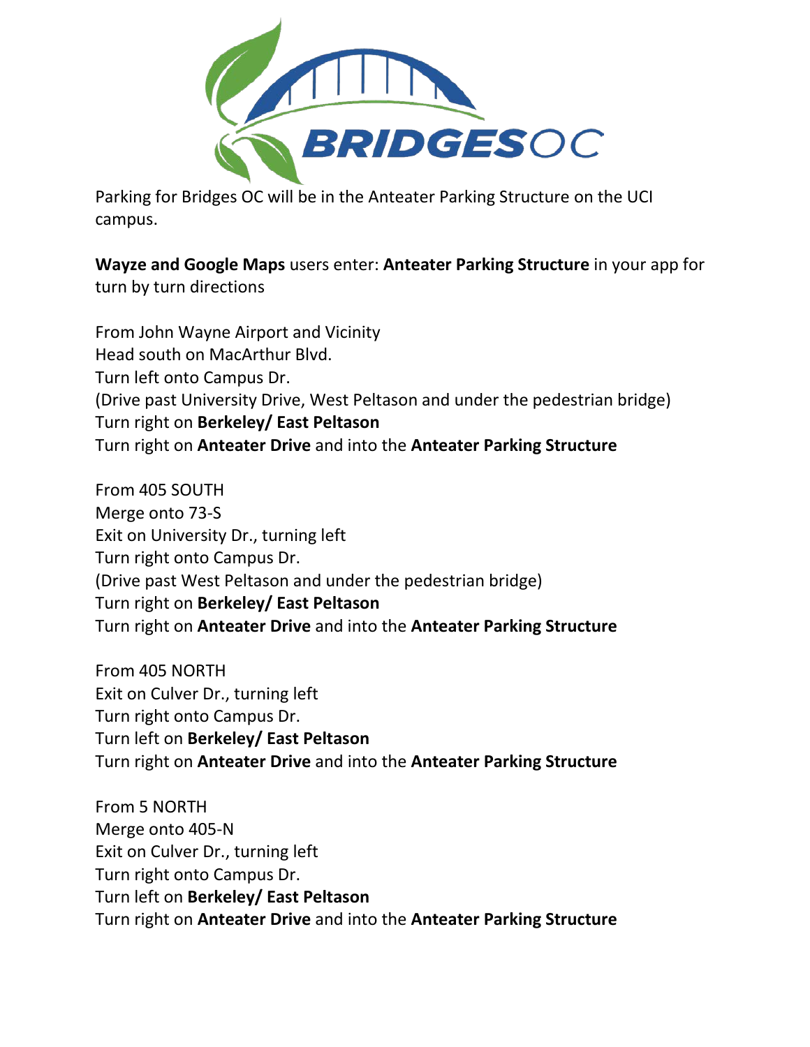Parking for Bridges OC will be in the Anteater Parking Structure on the UCI campus.

**Wayze and Google Maps** users enter: **Anteater Parking Structure** in your app for turn by turn directions

From John Wayne Airport and Vicinity
Head south on MacArthur Blvd.
Turn left onto Campus Dr.
(Drive past University Drive, West Peltason and under the pedestrian bridge)
Turn right on **Berkeley/ East Peltason**
Turn right on **Anteater Drive** and into the **Anteater Parking Structure**

From 405 SOUTH
Merge onto 73-S
Exit on University Dr., turning left
Turn right onto Campus Dr.
(Drive past West Peltason and under the pedestrian bridge)
Turn right on **Berkeley/ East Peltason**
Turn right on **Anteater Drive** and into the **Anteater Parking Structure**

From 405 NORTH
Exit on Culver Dr., turning left
Turn right onto Campus Dr.
Turn left on **Berkeley/ East Peltason**
Turn right on **Anteater Drive** and into the **Anteater Parking Structure**

From 5 NORTH
Merge onto 405-N
Exit on Culver Dr., turning left
Turn right onto Campus Dr.
Turn left on **Berkeley/ East Peltason**
Turn right on **Anteater Drive** and into the **Anteater Parking Structure**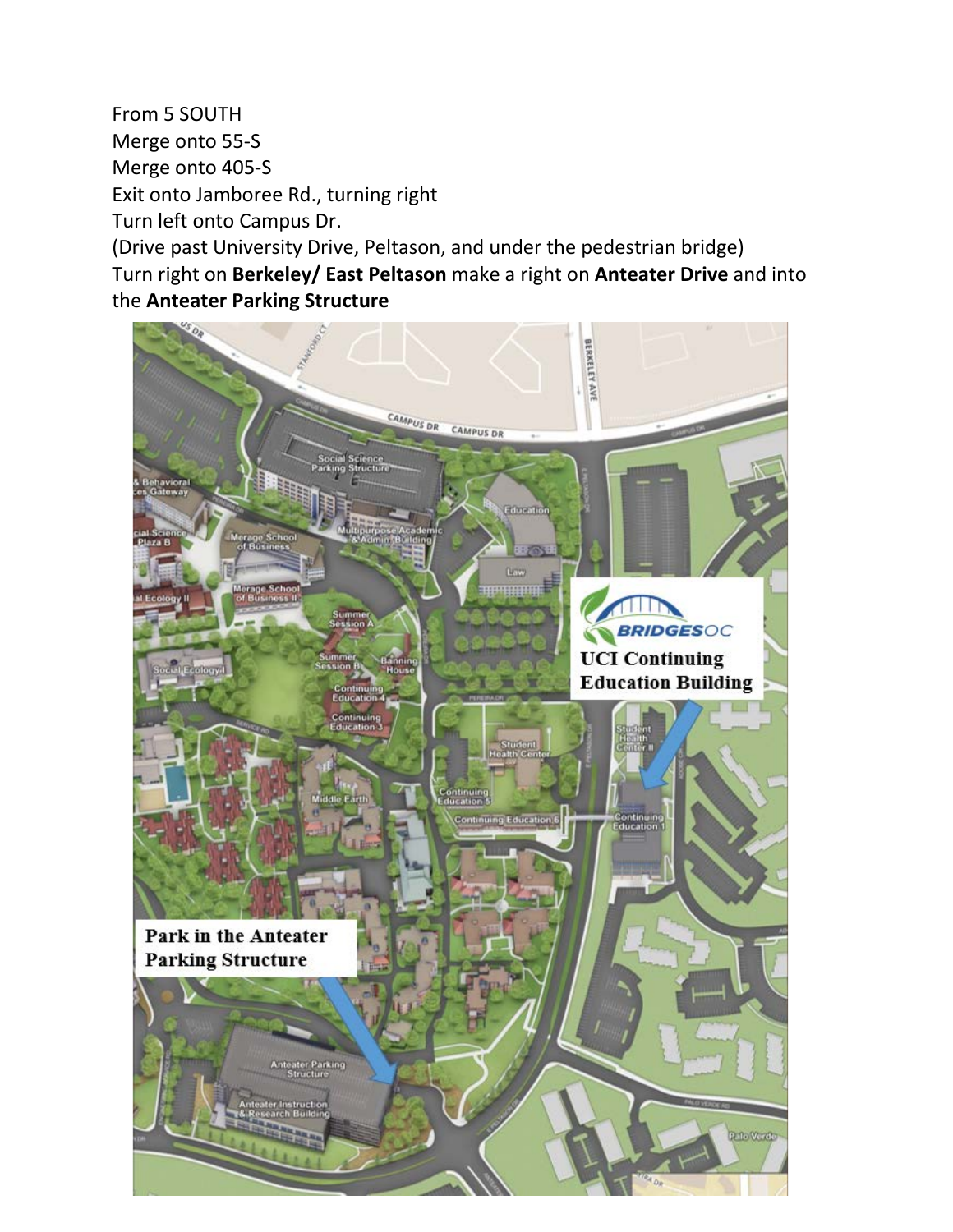From 5 SOUTH
Merge onto 55-S
Merge onto 405-S
Exit onto Jamboree Rd., turning right
Turn left onto Campus Dr.
(Drive past University Drive, Peltason, and under the pedestrian bridge)
Turn right on **Berkeley/ East Peltason** make a right on **Anteater Drive** and into the **Anteater Parking Structure**

BRIDGESOC
UCI Continuing Education Building

Park in the Anteater Parking Structure